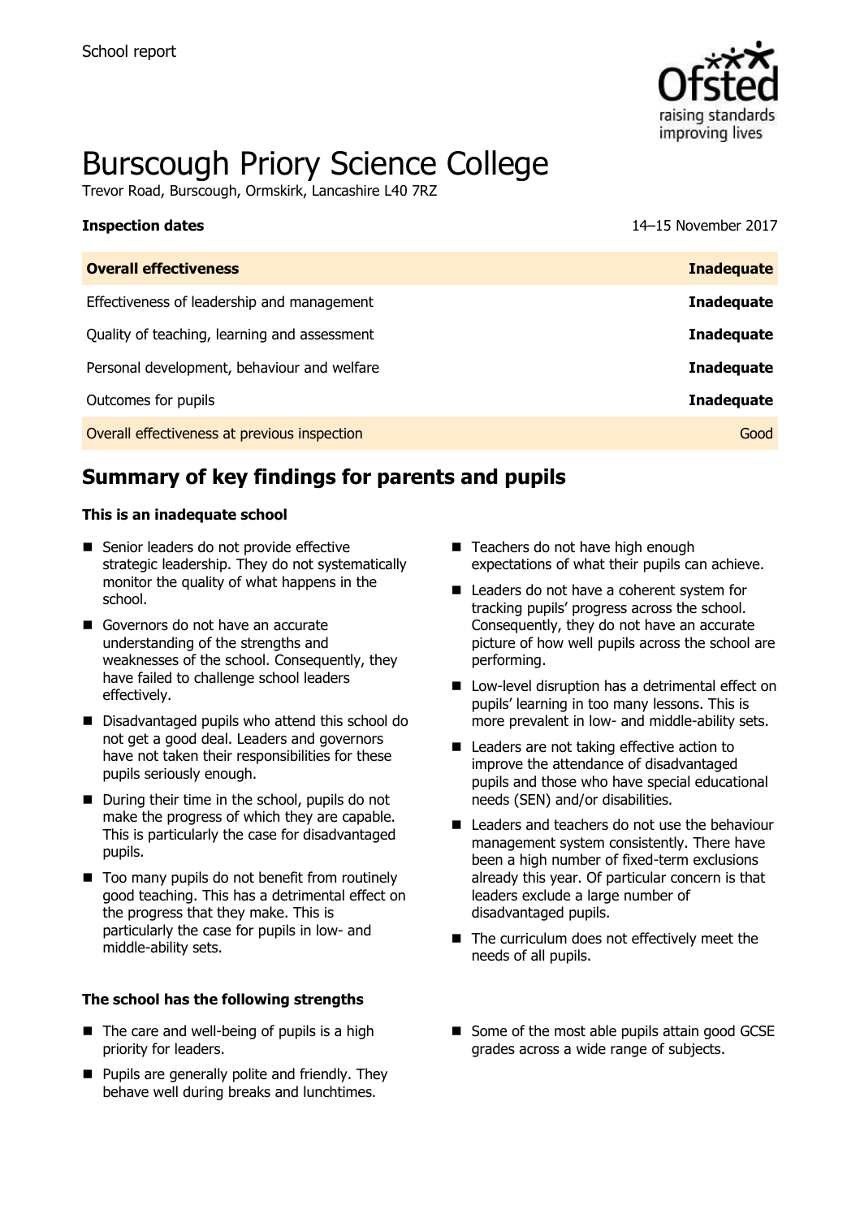School report

# Burscough Priory Science College

Trevor Road, Burscough, Ormskirk, Lancashire L40 7RZ

**Inspection dates** 14–15 November 2017

| **Overall effectiveness** | **Inadequate** |
| --- | --- |
| Effectiveness of leadership and management | **Inadequate** |
| Quality of teaching, learning and assessment | **Inadequate** |
| Personal development, behaviour and welfare | **Inadequate** |
| Outcomes for pupils | **Inadequate** |
| Overall effectiveness at previous inspection | Good |

## Summary of key findings for parents and pupils

**This is an inadequate school**

- Senior leaders do not provide effective strategic leadership. They do not systematically monitor the quality of what happens in the school.
- Governors do not have an accurate understanding of the strengths and weaknesses of the school. Consequently, they have failed to challenge school leaders effectively.
- Disadvantaged pupils who attend this school do not get a good deal. Leaders and governors have not taken their responsibilities for these pupils seriously enough.
- During their time in the school, pupils do not make the progress of which they are capable. This is particularly the case for disadvantaged pupils.
- Too many pupils do not benefit from routinely good teaching. This has a detrimental effect on the progress that they make. This is particularly the case for pupils in low- and middle-ability sets.
- Teachers do not have high enough expectations of what their pupils can achieve.
- Leaders do not have a coherent system for tracking pupils' progress across the school. Consequently, they do not have an accurate picture of how well pupils across the school are performing.
- Low-level disruption has a detrimental effect on pupils' learning in too many lessons. This is more prevalent in low- and middle-ability sets.
- Leaders are not taking effective action to improve the attendance of disadvantaged pupils and those who have special educational needs (SEN) and/or disabilities.
- Leaders and teachers do not use the behaviour management system consistently. There have been a high number of fixed-term exclusions already this year. Of particular concern is that leaders exclude a large number of disadvantaged pupils.
- The curriculum does not effectively meet the needs of all pupils.

**The school has the following strengths**

- The care and well-being of pupils is a high priority for leaders.
- Pupils are generally polite and friendly. They behave well during breaks and lunchtimes.
- Some of the most able pupils attain good GCSE grades across a wide range of subjects.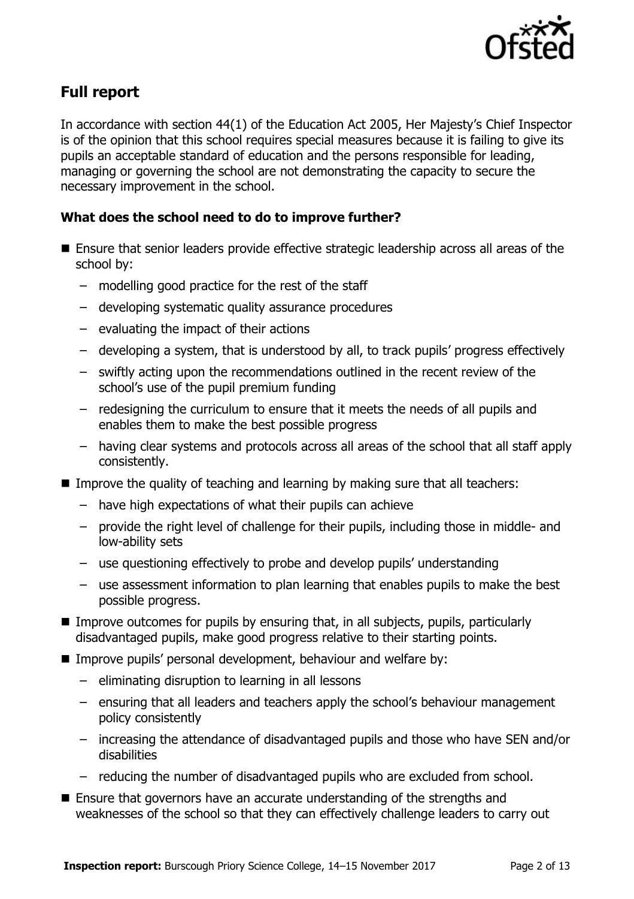## Full report

In accordance with section 44(1) of the Education Act 2005, Her Majesty's Chief Inspector is of the opinion that this school requires special measures because it is failing to give its pupils an acceptable standard of education and the persons responsible for leading, managing or governing the school are not demonstrating the capacity to secure the necessary improvement in the school.

### What does the school need to do to improve further?

- Ensure that senior leaders provide effective strategic leadership across all areas of the school by:
  - modelling good practice for the rest of the staff
  - developing systematic quality assurance procedures
  - evaluating the impact of their actions
  - developing a system, that is understood by all, to track pupils' progress effectively
  - swiftly acting upon the recommendations outlined in the recent review of the school's use of the pupil premium funding
  - redesigning the curriculum to ensure that it meets the needs of all pupils and enables them to make the best possible progress
  - having clear systems and protocols across all areas of the school that all staff apply consistently.
- Improve the quality of teaching and learning by making sure that all teachers:
  - have high expectations of what their pupils can achieve
  - provide the right level of challenge for their pupils, including those in middle- and low-ability sets
  - use questioning effectively to probe and develop pupils' understanding
  - use assessment information to plan learning that enables pupils to make the best possible progress.
- Improve outcomes for pupils by ensuring that, in all subjects, pupils, particularly disadvantaged pupils, make good progress relative to their starting points.
- Improve pupils' personal development, behaviour and welfare by:
  - eliminating disruption to learning in all lessons
  - ensuring that all leaders and teachers apply the school's behaviour management policy consistently
  - increasing the attendance of disadvantaged pupils and those who have SEN and/or disabilities
  - reducing the number of disadvantaged pupils who are excluded from school.
- Ensure that governors have an accurate understanding of the strengths and weaknesses of the school so that they can effectively challenge leaders to carry out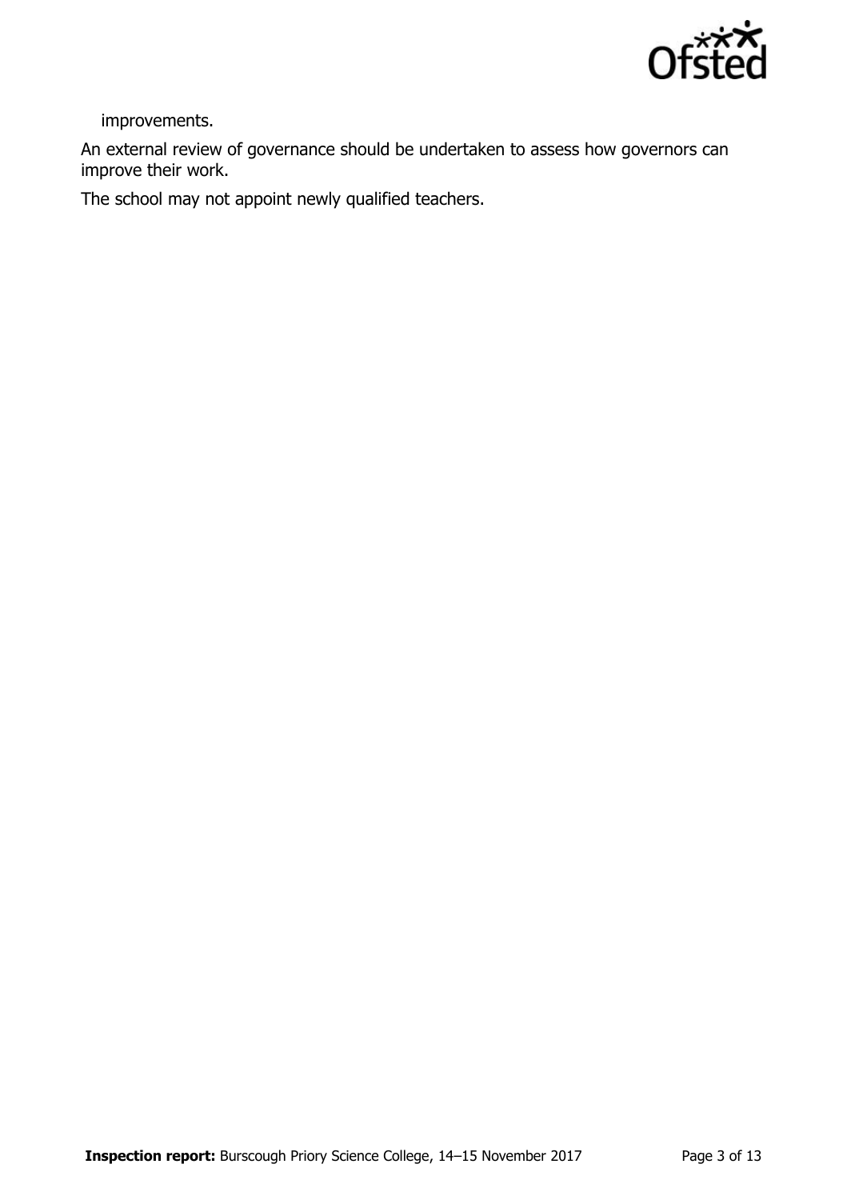improvements.

An external review of governance should be undertaken to assess how governors can improve their work.

The school may not appoint newly qualified teachers.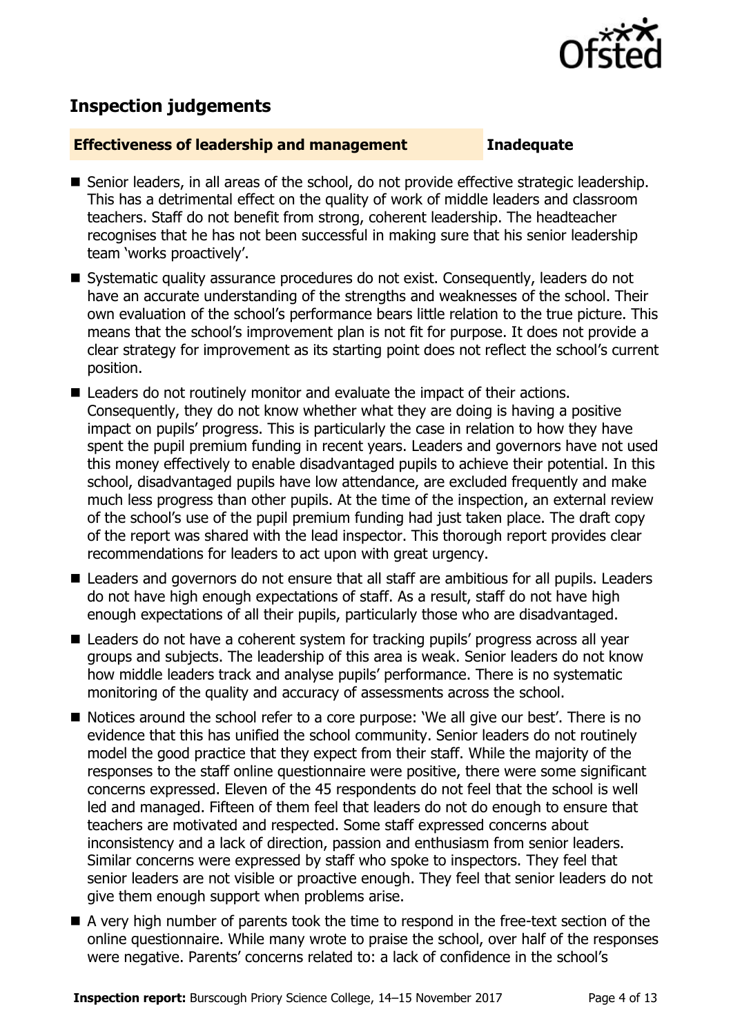## Inspection judgements

**Effectiveness of leadership and management** **Inadequate**

- Senior leaders, in all areas of the school, do not provide effective strategic leadership. This has a detrimental effect on the quality of work of middle leaders and classroom teachers. Staff do not benefit from strong, coherent leadership. The headteacher recognises that he has not been successful in making sure that his senior leadership team 'works proactively'.
- Systematic quality assurance procedures do not exist. Consequently, leaders do not have an accurate understanding of the strengths and weaknesses of the school. Their own evaluation of the school's performance bears little relation to the true picture. This means that the school's improvement plan is not fit for purpose. It does not provide a clear strategy for improvement as its starting point does not reflect the school's current position.
- Leaders do not routinely monitor and evaluate the impact of their actions. Consequently, they do not know whether what they are doing is having a positive impact on pupils' progress. This is particularly the case in relation to how they have spent the pupil premium funding in recent years. Leaders and governors have not used this money effectively to enable disadvantaged pupils to achieve their potential. In this school, disadvantaged pupils have low attendance, are excluded frequently and make much less progress than other pupils. At the time of the inspection, an external review of the school's use of the pupil premium funding had just taken place. The draft copy of the report was shared with the lead inspector. This thorough report provides clear recommendations for leaders to act upon with great urgency.
- Leaders and governors do not ensure that all staff are ambitious for all pupils. Leaders do not have high enough expectations of staff. As a result, staff do not have high enough expectations of all their pupils, particularly those who are disadvantaged.
- Leaders do not have a coherent system for tracking pupils' progress across all year groups and subjects. The leadership of this area is weak. Senior leaders do not know how middle leaders track and analyse pupils' performance. There is no systematic monitoring of the quality and accuracy of assessments across the school.
- Notices around the school refer to a core purpose: 'We all give our best'. There is no evidence that this has unified the school community. Senior leaders do not routinely model the good practice that they expect from their staff. While the majority of the responses to the staff online questionnaire were positive, there were some significant concerns expressed. Eleven of the 45 respondents do not feel that the school is well led and managed. Fifteen of them feel that leaders do not do enough to ensure that teachers are motivated and respected. Some staff expressed concerns about inconsistency and a lack of direction, passion and enthusiasm from senior leaders. Similar concerns were expressed by staff who spoke to inspectors. They feel that senior leaders are not visible or proactive enough. They feel that senior leaders do not give them enough support when problems arise.
- A very high number of parents took the time to respond in the free-text section of the online questionnaire. While many wrote to praise the school, over half of the responses were negative. Parents' concerns related to: a lack of confidence in the school's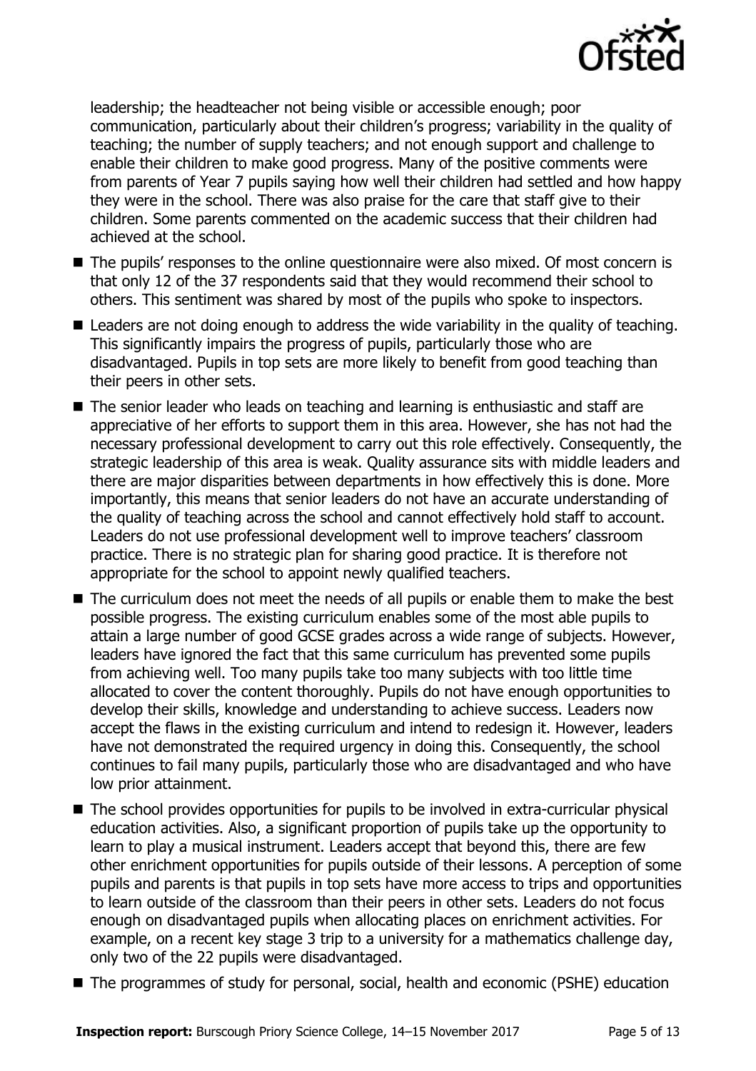leadership; the headteacher not being visible or accessible enough; poor communication, particularly about their children's progress; variability in the quality of teaching; the number of supply teachers; and not enough support and challenge to enable their children to make good progress. Many of the positive comments were from parents of Year 7 pupils saying how well their children had settled and how happy they were in the school. There was also praise for the care that staff give to their children. Some parents commented on the academic success that their children had achieved at the school.

- The pupils' responses to the online questionnaire were also mixed. Of most concern is that only 12 of the 37 respondents said that they would recommend their school to others. This sentiment was shared by most of the pupils who spoke to inspectors.
- Leaders are not doing enough to address the wide variability in the quality of teaching. This significantly impairs the progress of pupils, particularly those who are disadvantaged. Pupils in top sets are more likely to benefit from good teaching than their peers in other sets.
- The senior leader who leads on teaching and learning is enthusiastic and staff are appreciative of her efforts to support them in this area. However, she has not had the necessary professional development to carry out this role effectively. Consequently, the strategic leadership of this area is weak. Quality assurance sits with middle leaders and there are major disparities between departments in how effectively this is done. More importantly, this means that senior leaders do not have an accurate understanding of the quality of teaching across the school and cannot effectively hold staff to account. Leaders do not use professional development well to improve teachers' classroom practice. There is no strategic plan for sharing good practice. It is therefore not appropriate for the school to appoint newly qualified teachers.
- The curriculum does not meet the needs of all pupils or enable them to make the best possible progress. The existing curriculum enables some of the most able pupils to attain a large number of good GCSE grades across a wide range of subjects. However, leaders have ignored the fact that this same curriculum has prevented some pupils from achieving well. Too many pupils take too many subjects with too little time allocated to cover the content thoroughly. Pupils do not have enough opportunities to develop their skills, knowledge and understanding to achieve success. Leaders now accept the flaws in the existing curriculum and intend to redesign it. However, leaders have not demonstrated the required urgency in doing this. Consequently, the school continues to fail many pupils, particularly those who are disadvantaged and who have low prior attainment.
- The school provides opportunities for pupils to be involved in extra-curricular physical education activities. Also, a significant proportion of pupils take up the opportunity to learn to play a musical instrument. Leaders accept that beyond this, there are few other enrichment opportunities for pupils outside of their lessons. A perception of some pupils and parents is that pupils in top sets have more access to trips and opportunities to learn outside of the classroom than their peers in other sets. Leaders do not focus enough on disadvantaged pupils when allocating places on enrichment activities. For example, on a recent key stage 3 trip to a university for a mathematics challenge day, only two of the 22 pupils were disadvantaged.
- The programmes of study for personal, social, health and economic (PSHE) education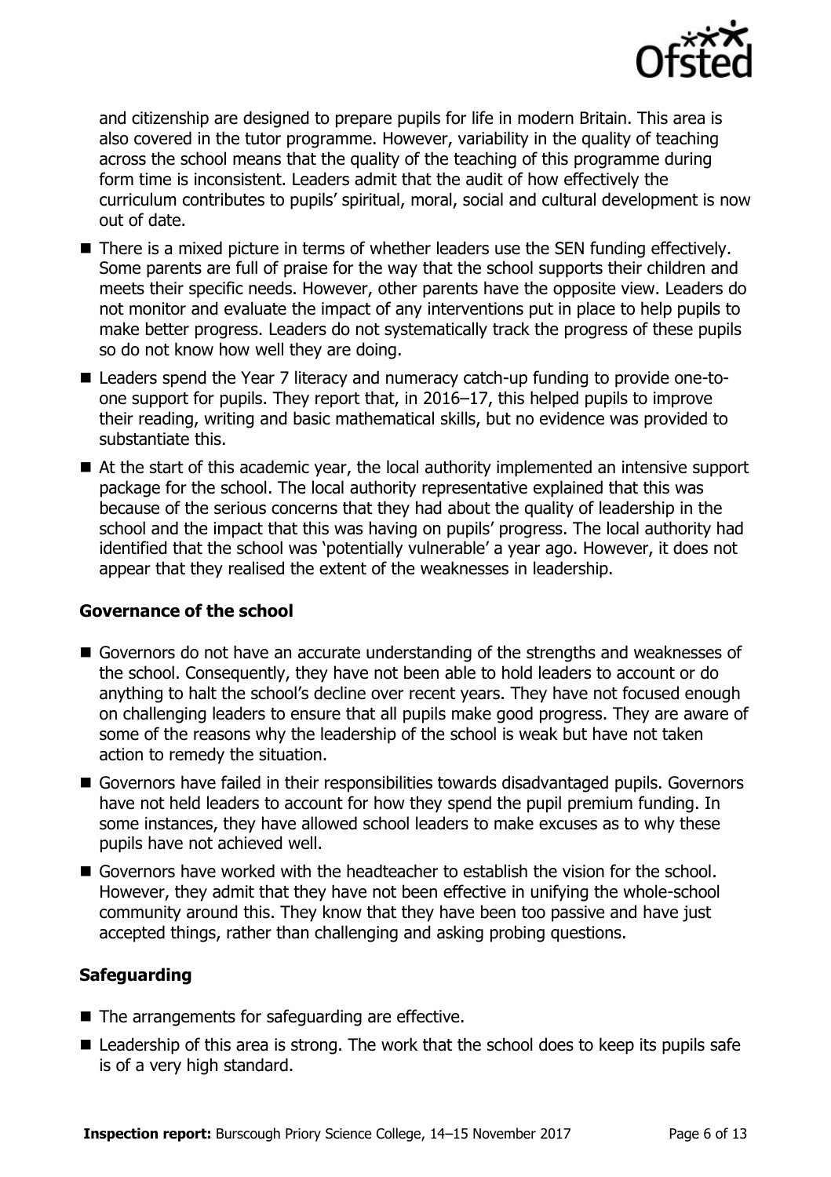and citizenship are designed to prepare pupils for life in modern Britain. This area is also covered in the tutor programme. However, variability in the quality of teaching across the school means that the quality of the teaching of this programme during form time is inconsistent. Leaders admit that the audit of how effectively the curriculum contributes to pupils' spiritual, moral, social and cultural development is now out of date.

- There is a mixed picture in terms of whether leaders use the SEN funding effectively. Some parents are full of praise for the way that the school supports their children and meets their specific needs. However, other parents have the opposite view. Leaders do not monitor and evaluate the impact of any interventions put in place to help pupils to make better progress. Leaders do not systematically track the progress of these pupils so do not know how well they are doing.
- Leaders spend the Year 7 literacy and numeracy catch-up funding to provide one-to-one support for pupils. They report that, in 2016–17, this helped pupils to improve their reading, writing and basic mathematical skills, but no evidence was provided to substantiate this.
- At the start of this academic year, the local authority implemented an intensive support package for the school. The local authority representative explained that this was because of the serious concerns that they had about the quality of leadership in the school and the impact that this was having on pupils' progress. The local authority had identified that the school was 'potentially vulnerable' a year ago. However, it does not appear that they realised the extent of the weaknesses in leadership.

### Governance of the school

- Governors do not have an accurate understanding of the strengths and weaknesses of the school. Consequently, they have not been able to hold leaders to account or do anything to halt the school's decline over recent years. They have not focused enough on challenging leaders to ensure that all pupils make good progress. They are aware of some of the reasons why the leadership of the school is weak but have not taken action to remedy the situation.
- Governors have failed in their responsibilities towards disadvantaged pupils. Governors have not held leaders to account for how they spend the pupil premium funding. In some instances, they have allowed school leaders to make excuses as to why these pupils have not achieved well.
- Governors have worked with the headteacher to establish the vision for the school. However, they admit that they have not been effective in unifying the whole-school community around this. They know that they have been too passive and have just accepted things, rather than challenging and asking probing questions.

### Safeguarding

- The arrangements for safeguarding are effective.
- Leadership of this area is strong. The work that the school does to keep its pupils safe is of a very high standard.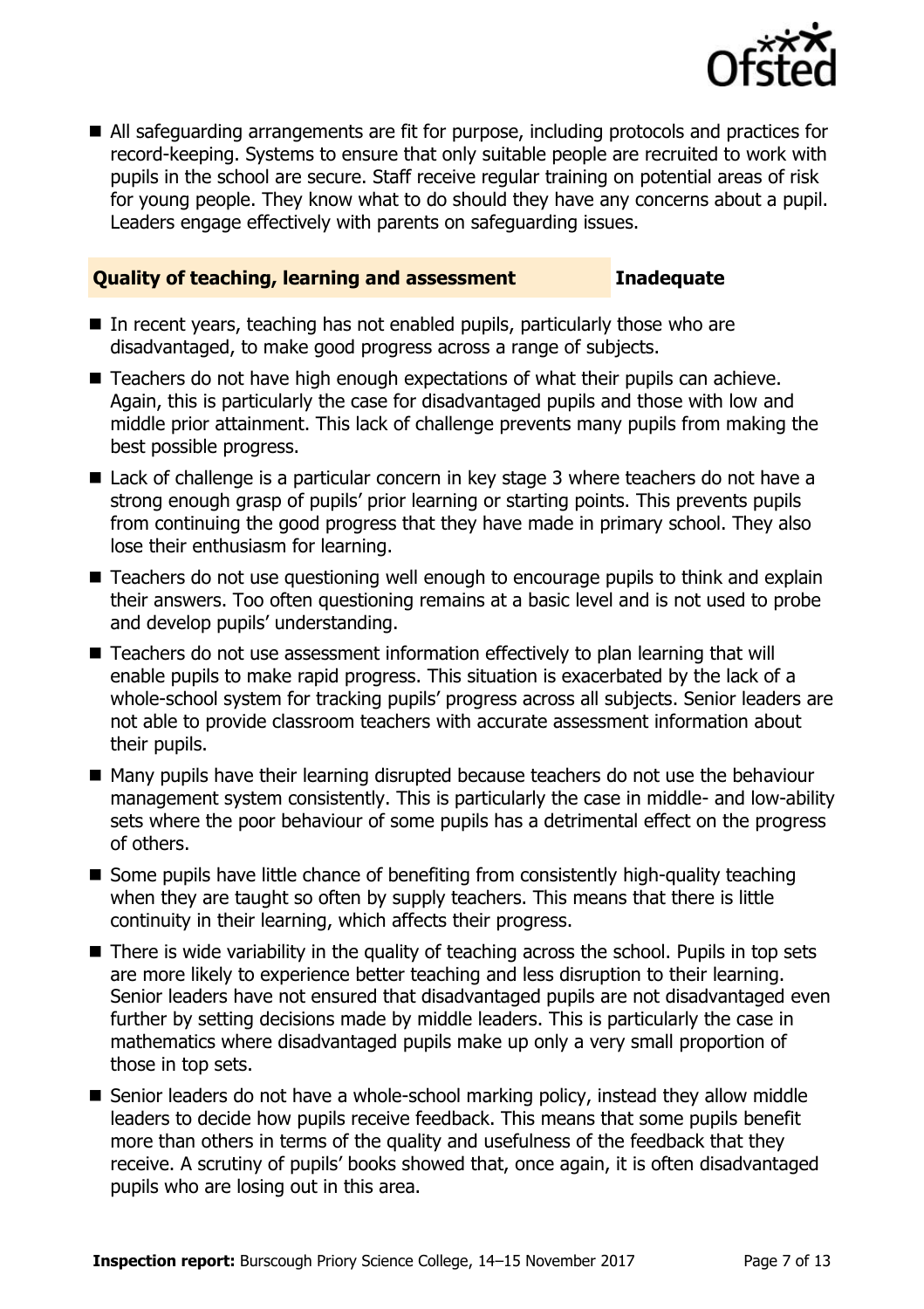- All safeguarding arrangements are fit for purpose, including protocols and practices for record-keeping. Systems to ensure that only suitable people are recruited to work with pupils in the school are secure. Staff receive regular training on potential areas of risk for young people. They know what to do should they have any concerns about a pupil. Leaders engage effectively with parents on safeguarding issues.

## Quality of teaching, learning and assessment — Inadequate

- In recent years, teaching has not enabled pupils, particularly those who are disadvantaged, to make good progress across a range of subjects.
- Teachers do not have high enough expectations of what their pupils can achieve. Again, this is particularly the case for disadvantaged pupils and those with low and middle prior attainment. This lack of challenge prevents many pupils from making the best possible progress.
- Lack of challenge is a particular concern in key stage 3 where teachers do not have a strong enough grasp of pupils' prior learning or starting points. This prevents pupils from continuing the good progress that they have made in primary school. They also lose their enthusiasm for learning.
- Teachers do not use questioning well enough to encourage pupils to think and explain their answers. Too often questioning remains at a basic level and is not used to probe and develop pupils' understanding.
- Teachers do not use assessment information effectively to plan learning that will enable pupils to make rapid progress. This situation is exacerbated by the lack of a whole-school system for tracking pupils' progress across all subjects. Senior leaders are not able to provide classroom teachers with accurate assessment information about their pupils.
- Many pupils have their learning disrupted because teachers do not use the behaviour management system consistently. This is particularly the case in middle- and low-ability sets where the poor behaviour of some pupils has a detrimental effect on the progress of others.
- Some pupils have little chance of benefiting from consistently high-quality teaching when they are taught so often by supply teachers. This means that there is little continuity in their learning, which affects their progress.
- There is wide variability in the quality of teaching across the school. Pupils in top sets are more likely to experience better teaching and less disruption to their learning. Senior leaders have not ensured that disadvantaged pupils are not disadvantaged even further by setting decisions made by middle leaders. This is particularly the case in mathematics where disadvantaged pupils make up only a very small proportion of those in top sets.
- Senior leaders do not have a whole-school marking policy, instead they allow middle leaders to decide how pupils receive feedback. This means that some pupils benefit more than others in terms of the quality and usefulness of the feedback that they receive. A scrutiny of pupils' books showed that, once again, it is often disadvantaged pupils who are losing out in this area.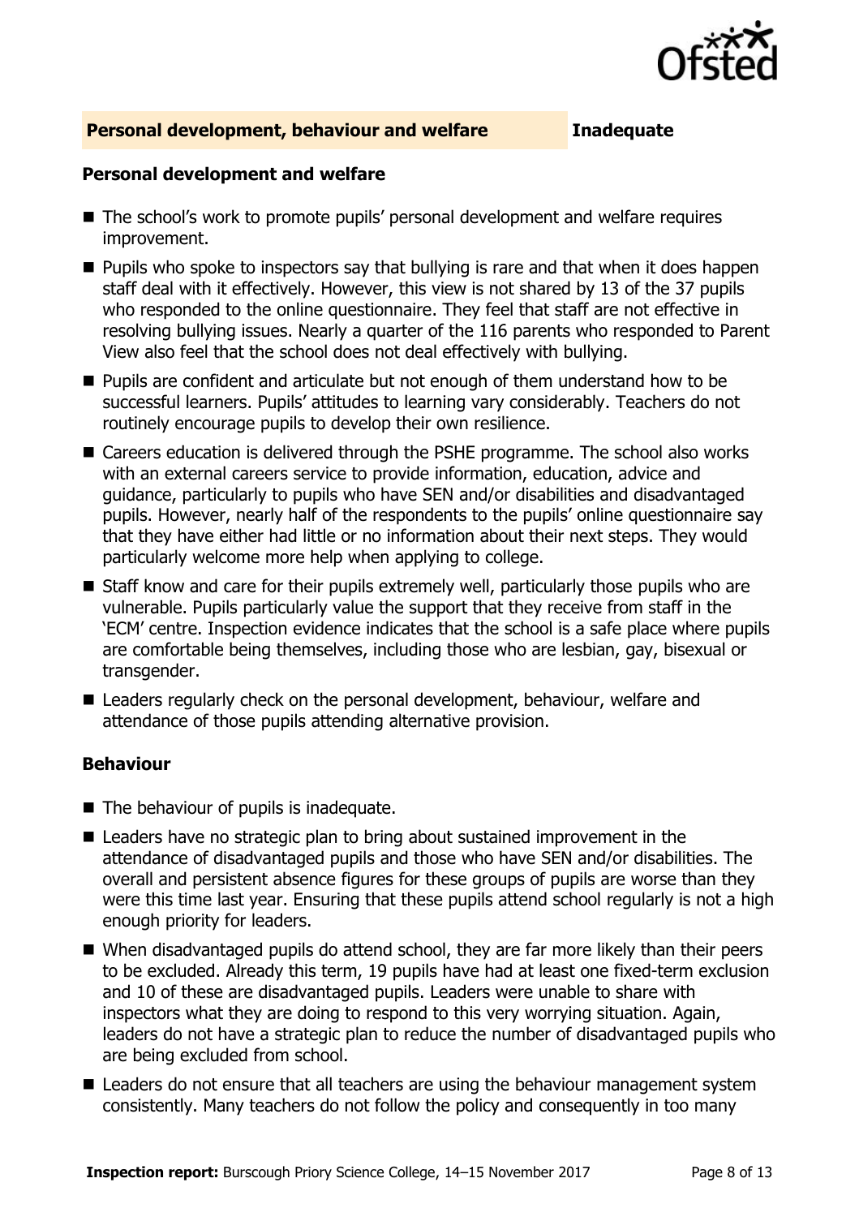## Personal development, behaviour and welfare — Inadequate

### Personal development and welfare

- The school's work to promote pupils' personal development and welfare requires improvement.
- Pupils who spoke to inspectors say that bullying is rare and that when it does happen staff deal with it effectively. However, this view is not shared by 13 of the 37 pupils who responded to the online questionnaire. They feel that staff are not effective in resolving bullying issues. Nearly a quarter of the 116 parents who responded to Parent View also feel that the school does not deal effectively with bullying.
- Pupils are confident and articulate but not enough of them understand how to be successful learners. Pupils' attitudes to learning vary considerably. Teachers do not routinely encourage pupils to develop their own resilience.
- Careers education is delivered through the PSHE programme. The school also works with an external careers service to provide information, education, advice and guidance, particularly to pupils who have SEN and/or disabilities and disadvantaged pupils. However, nearly half of the respondents to the pupils' online questionnaire say that they have either had little or no information about their next steps. They would particularly welcome more help when applying to college.
- Staff know and care for their pupils extremely well, particularly those pupils who are vulnerable. Pupils particularly value the support that they receive from staff in the 'ECM' centre. Inspection evidence indicates that the school is a safe place where pupils are comfortable being themselves, including those who are lesbian, gay, bisexual or transgender.
- Leaders regularly check on the personal development, behaviour, welfare and attendance of those pupils attending alternative provision.

### Behaviour

- The behaviour of pupils is inadequate.
- Leaders have no strategic plan to bring about sustained improvement in the attendance of disadvantaged pupils and those who have SEN and/or disabilities. The overall and persistent absence figures for these groups of pupils are worse than they were this time last year. Ensuring that these pupils attend school regularly is not a high enough priority for leaders.
- When disadvantaged pupils do attend school, they are far more likely than their peers to be excluded. Already this term, 19 pupils have had at least one fixed-term exclusion and 10 of these are disadvantaged pupils. Leaders were unable to share with inspectors what they are doing to respond to this very worrying situation. Again, leaders do not have a strategic plan to reduce the number of disadvantaged pupils who are being excluded from school.
- Leaders do not ensure that all teachers are using the behaviour management system consistently. Many teachers do not follow the policy and consequently in too many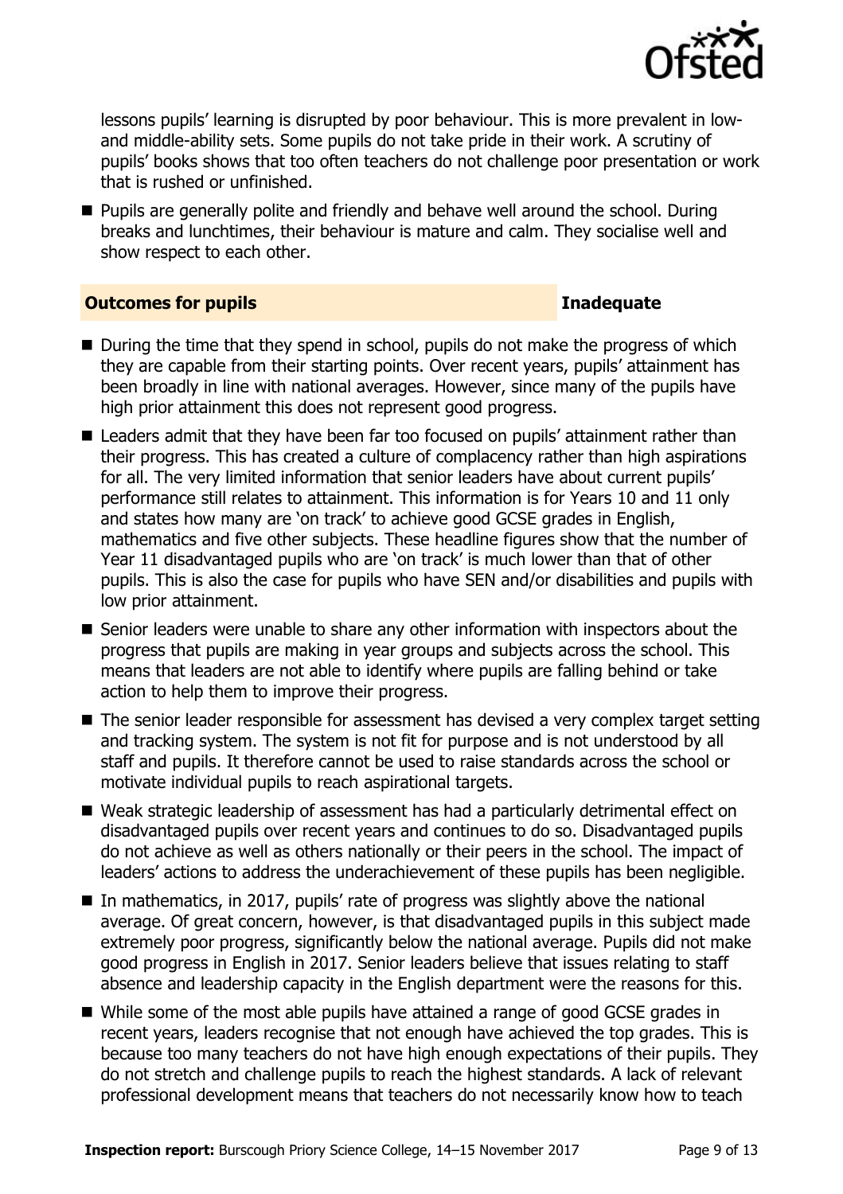lessons pupils' learning is disrupted by poor behaviour. This is more prevalent in low- and middle-ability sets. Some pupils do not take pride in their work. A scrutiny of pupils' books shows that too often teachers do not challenge poor presentation or work that is rushed or unfinished.

- Pupils are generally polite and friendly and behave well around the school. During breaks and lunchtimes, their behaviour is mature and calm. They socialise well and show respect to each other.

## Outcomes for pupils — Inadequate

- During the time that they spend in school, pupils do not make the progress of which they are capable from their starting points. Over recent years, pupils' attainment has been broadly in line with national averages. However, since many of the pupils have high prior attainment this does not represent good progress.
- Leaders admit that they have been far too focused on pupils' attainment rather than their progress. This has created a culture of complacency rather than high aspirations for all. The very limited information that senior leaders have about current pupils' performance still relates to attainment. This information is for Years 10 and 11 only and states how many are 'on track' to achieve good GCSE grades in English, mathematics and five other subjects. These headline figures show that the number of Year 11 disadvantaged pupils who are 'on track' is much lower than that of other pupils. This is also the case for pupils who have SEN and/or disabilities and pupils with low prior attainment.
- Senior leaders were unable to share any other information with inspectors about the progress that pupils are making in year groups and subjects across the school. This means that leaders are not able to identify where pupils are falling behind or take action to help them to improve their progress.
- The senior leader responsible for assessment has devised a very complex target setting and tracking system. The system is not fit for purpose and is not understood by all staff and pupils. It therefore cannot be used to raise standards across the school or motivate individual pupils to reach aspirational targets.
- Weak strategic leadership of assessment has had a particularly detrimental effect on disadvantaged pupils over recent years and continues to do so. Disadvantaged pupils do not achieve as well as others nationally or their peers in the school. The impact of leaders' actions to address the underachievement of these pupils has been negligible.
- In mathematics, in 2017, pupils' rate of progress was slightly above the national average. Of great concern, however, is that disadvantaged pupils in this subject made extremely poor progress, significantly below the national average. Pupils did not make good progress in English in 2017. Senior leaders believe that issues relating to staff absence and leadership capacity in the English department were the reasons for this.
- While some of the most able pupils have attained a range of good GCSE grades in recent years, leaders recognise that not enough have achieved the top grades. This is because too many teachers do not have high enough expectations of their pupils. They do not stretch and challenge pupils to reach the highest standards. A lack of relevant professional development means that teachers do not necessarily know how to teach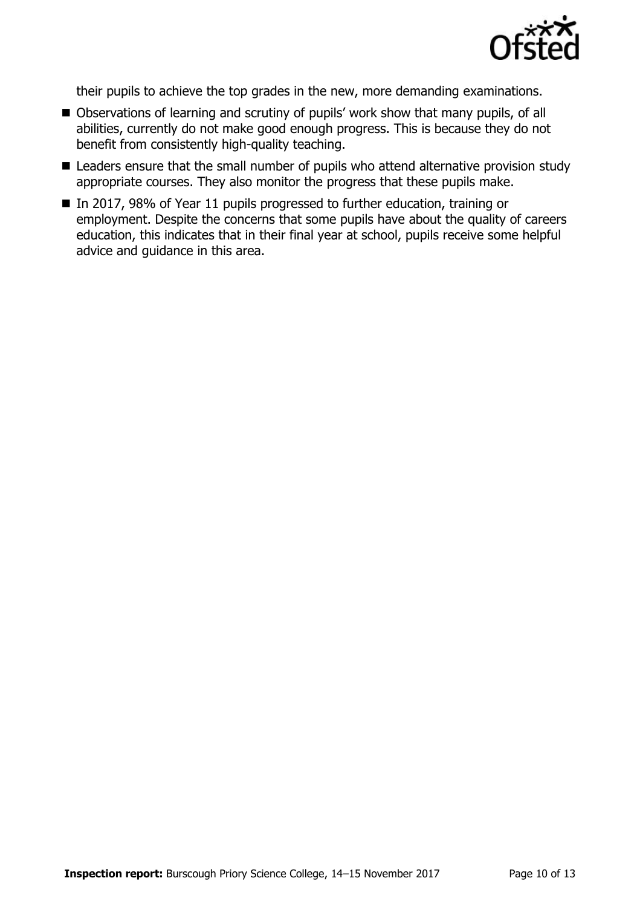their pupils to achieve the top grades in the new, more demanding examinations.

- Observations of learning and scrutiny of pupils' work show that many pupils, of all abilities, currently do not make good enough progress. This is because they do not benefit from consistently high-quality teaching.
- Leaders ensure that the small number of pupils who attend alternative provision study appropriate courses. They also monitor the progress that these pupils make.
- In 2017, 98% of Year 11 pupils progressed to further education, training or employment. Despite the concerns that some pupils have about the quality of careers education, this indicates that in their final year at school, pupils receive some helpful advice and guidance in this area.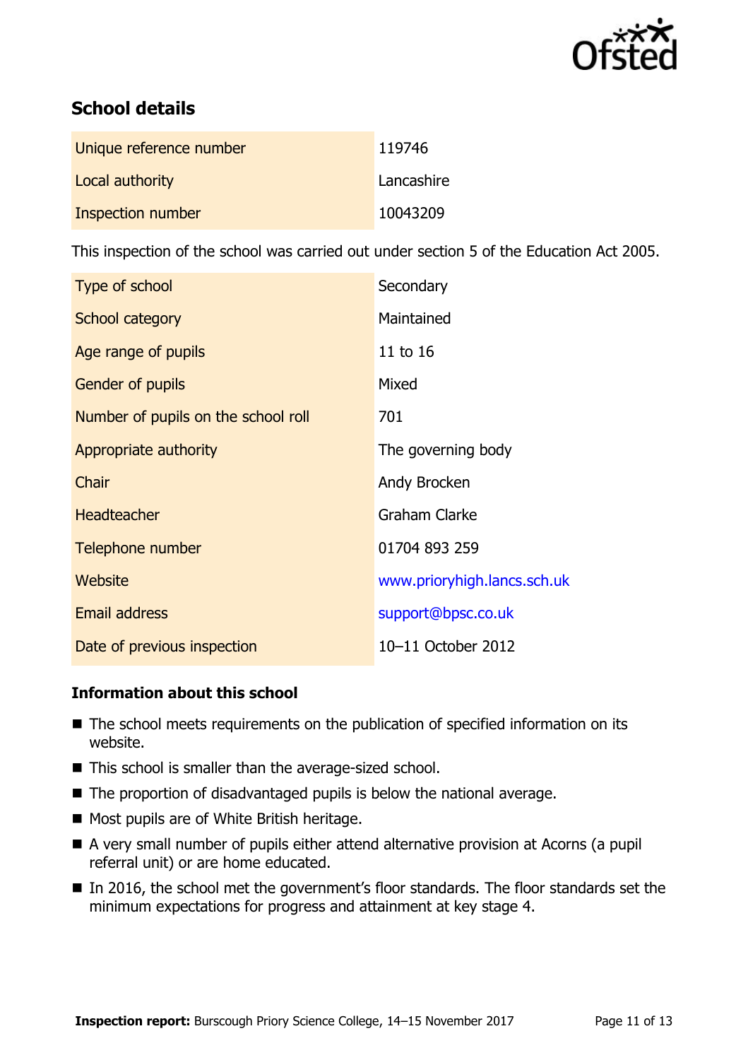## School details

| | |
|---|---|
| Unique reference number | 119746 |
| Local authority | Lancashire |
| Inspection number | 10043209 |

This inspection of the school was carried out under section 5 of the Education Act 2005.

| | |
|---|---|
| Type of school | Secondary |
| School category | Maintained |
| Age range of pupils | 11 to 16 |
| Gender of pupils | Mixed |
| Number of pupils on the school roll | 701 |
| Appropriate authority | The governing body |
| Chair | Andy Brocken |
| Headteacher | Graham Clarke |
| Telephone number | 01704 893 259 |
| Website | www.prioryhigh.lancs.sch.uk |
| Email address | support@bpsc.co.uk |
| Date of previous inspection | 10–11 October 2012 |

### Information about this school

- The school meets requirements on the publication of specified information on its website.
- This school is smaller than the average-sized school.
- The proportion of disadvantaged pupils is below the national average.
- Most pupils are of White British heritage.
- A very small number of pupils either attend alternative provision at Acorns (a pupil referral unit) or are home educated.
- In 2016, the school met the government's floor standards. The floor standards set the minimum expectations for progress and attainment at key stage 4.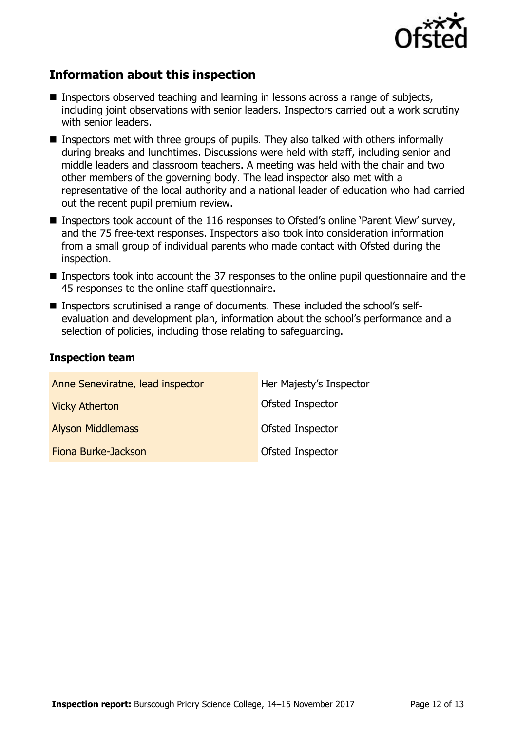## Information about this inspection

- Inspectors observed teaching and learning in lessons across a range of subjects, including joint observations with senior leaders. Inspectors carried out a work scrutiny with senior leaders.
- Inspectors met with three groups of pupils. They also talked with others informally during breaks and lunchtimes. Discussions were held with staff, including senior and middle leaders and classroom teachers. A meeting was held with the chair and two other members of the governing body. The lead inspector also met with a representative of the local authority and a national leader of education who had carried out the recent pupil premium review.
- Inspectors took account of the 116 responses to Ofsted's online 'Parent View' survey, and the 75 free-text responses. Inspectors also took into consideration information from a small group of individual parents who made contact with Ofsted during the inspection.
- Inspectors took into account the 37 responses to the online pupil questionnaire and the 45 responses to the online staff questionnaire.
- Inspectors scrutinised a range of documents. These included the school's self-evaluation and development plan, information about the school's performance and a selection of policies, including those relating to safeguarding.

### Inspection team

| | |
|---|---|
| Anne Seneviratne, lead inspector | Her Majesty's Inspector |
| Vicky Atherton | Ofsted Inspector |
| Alyson Middlemass | Ofsted Inspector |
| Fiona Burke-Jackson | Ofsted Inspector |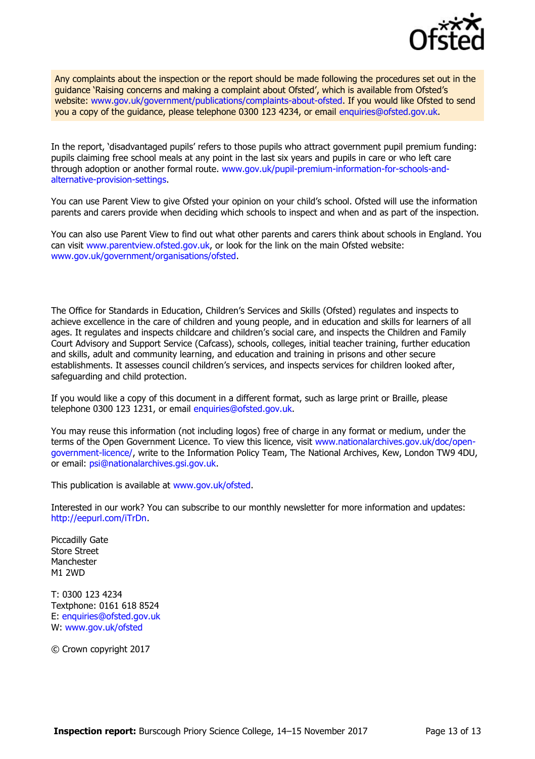Any complaints about the inspection or the report should be made following the procedures set out in the guidance 'Raising concerns and making a complaint about Ofsted', which is available from Ofsted's website: www.gov.uk/government/publications/complaints-about-ofsted. If you would like Ofsted to send you a copy of the guidance, please telephone 0300 123 4234, or email enquiries@ofsted.gov.uk.

In the report, 'disadvantaged pupils' refers to those pupils who attract government pupil premium funding: pupils claiming free school meals at any point in the last six years and pupils in care or who left care through adoption or another formal route. www.gov.uk/pupil-premium-information-for-schools-and-alternative-provision-settings.

You can use Parent View to give Ofsted your opinion on your child's school. Ofsted will use the information parents and carers provide when deciding which schools to inspect and when and as part of the inspection.

You can also use Parent View to find out what other parents and carers think about schools in England. You can visit www.parentview.ofsted.gov.uk, or look for the link on the main Ofsted website: www.gov.uk/government/organisations/ofsted.

The Office for Standards in Education, Children's Services and Skills (Ofsted) regulates and inspects to achieve excellence in the care of children and young people, and in education and skills for learners of all ages. It regulates and inspects childcare and children's social care, and inspects the Children and Family Court Advisory and Support Service (Cafcass), schools, colleges, initial teacher training, further education and skills, adult and community learning, and education and training in prisons and other secure establishments. It assesses council children's services, and inspects services for children looked after, safeguarding and child protection.

If you would like a copy of this document in a different format, such as large print or Braille, please telephone 0300 123 1231, or email enquiries@ofsted.gov.uk.

You may reuse this information (not including logos) free of charge in any format or medium, under the terms of the Open Government Licence. To view this licence, visit www.nationalarchives.gov.uk/doc/open-government-licence/, write to the Information Policy Team, The National Archives, Kew, London TW9 4DU, or email: psi@nationalarchives.gsi.gov.uk.

This publication is available at www.gov.uk/ofsted.

Interested in our work? You can subscribe to our monthly newsletter for more information and updates: http://eepurl.com/iTrDn.

Piccadilly Gate
Store Street
Manchester
M1 2WD

T: 0300 123 4234
Textphone: 0161 618 8524
E: enquiries@ofsted.gov.uk
W: www.gov.uk/ofsted

© Crown copyright 2017